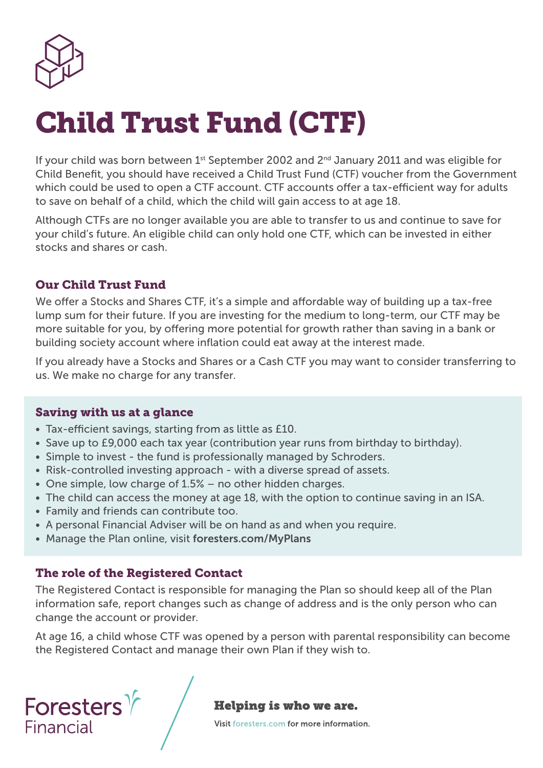# Child Trust Fund (CTF)

If your child was born between 1st September 2002 and 2nd January 2011 and was eligible for Child Benefit, you should have received a Child Trust Fund (CTF) voucher from the Government which could be used to open a CTF account. CTF accounts offer a tax-efficient way for adults to save on behalf of a child, which the child will gain access to at age 18.

Although CTFs are no longer available you are able to transfer to us and continue to save for your child's future. An eligible child can only hold one CTF, which can be invested in either stocks and shares or cash.

### Our Child Trust Fund

We offer a Stocks and Shares CTF, it's a simple and affordable way of building up a tax-free lump sum for their future. If you are investing for the medium to long-term, our CTF may be more suitable for you, by offering more potential for growth rather than saving in a bank or building society account where inflation could eat away at the interest made.

If you already have a Stocks and Shares or a Cash CTF you may want to consider transferring to us. We make no charge for any transfer.

### Saving with us at a glance

- Tax-efficient savings, starting from as little as £10.
- Save up to £9,000 each tax year (contribution year runs from birthday to birthday).
- Simple to invest - the fund is professionally managed by Schroders.
- Risk-controlled investing approach - with a diverse spread of assets.
- One simple, low charge of 1.5% – no other hidden charges.
- The child can access the money at age 18, with the option to continue saving in an ISA.
- Family and friends can contribute too.
- A personal Financial Adviser will be on hand as and when you require.
- Manage the Plan online, visit **foresters.com/MyPlans**

### The role of the Registered Contact

The Registered Contact is responsible for managing the Plan so should keep all of the Plan information safe, report changes such as change of address and is the only person who can change the account or provider.

At age 16, a child whose CTF was opened by a person with parental responsibility can become the Registered Contact and manage their own Plan if they wish to.

Foresters Financial

**Helping is who we are.**

Visit foresters.com for more information.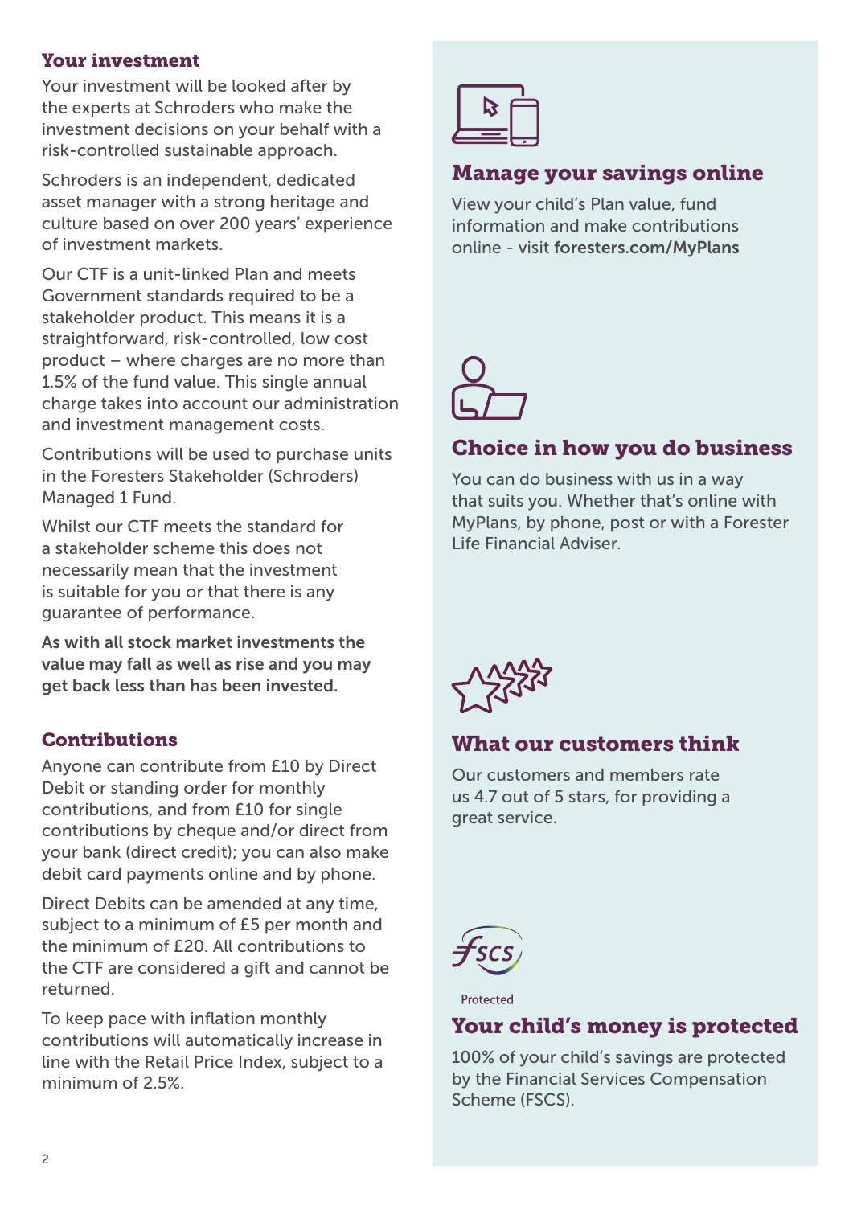## Your investment

Your investment will be looked after by the experts at Schroders who make the investment decisions on your behalf with a risk-controlled sustainable approach.

Schroders is an independent, dedicated asset manager with a strong heritage and culture based on over 200 years' experience of investment markets.

Our CTF is a unit-linked Plan and meets Government standards required to be a stakeholder product. This means it is a straightforward, risk-controlled, low cost product – where charges are no more than 1.5% of the fund value. This single annual charge takes into account our administration and investment management costs.

Contributions will be used to purchase units in the Foresters Stakeholder (Schroders) Managed 1 Fund.

Whilst our CTF meets the standard for a stakeholder scheme this does not necessarily mean that the investment is suitable for you or that there is any guarantee of performance.

**As with all stock market investments the value may fall as well as rise and you may get back less than has been invested.**

## Contributions

Anyone can contribute from £10 by Direct Debit or standing order for monthly contributions, and from £10 for single contributions by cheque and/or direct from your bank (direct credit); you can also make debit card payments online and by phone.

Direct Debits can be amended at any time, subject to a minimum of £5 per month and the minimum of £20. All contributions to the CTF are considered a gift and cannot be returned.

To keep pace with inflation monthly contributions will automatically increase in line with the Retail Price Index, subject to a minimum of 2.5%.

## Manage your savings online

View your child's Plan value, fund information and make contributions online - visit **foresters.com/MyPlans**

## Choice in how you do business

You can do business with us in a way that suits you. Whether that's online with MyPlans, by phone, post or with a Forester Life Financial Adviser.

## What our customers think

Our customers and members rate us 4.7 out of 5 stars, for providing a great service.

FSCS Protected

## Your child's money is protected

100% of your child's savings are protected by the Financial Services Compensation Scheme (FSCS).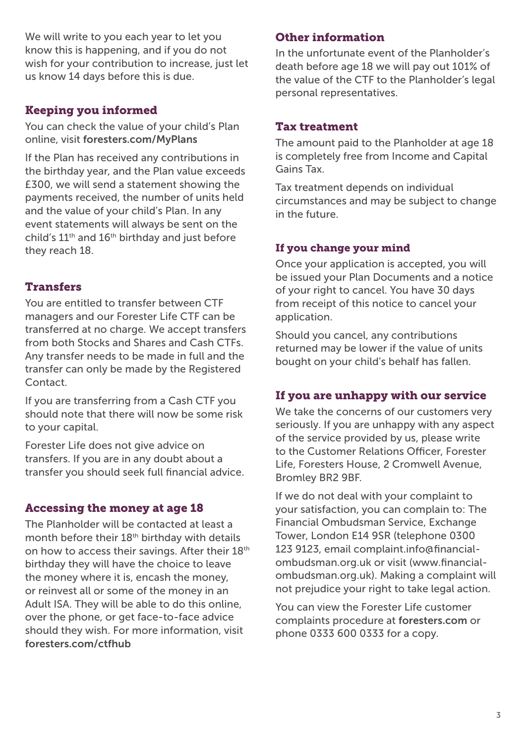We will write to you each year to let you know this is happening, and if you do not wish for your contribution to increase, just let us know 14 days before this is due.

## Keeping you informed

You can check the value of your child's Plan online, visit **foresters.com/MyPlans**

If the Plan has received any contributions in the birthday year, and the Plan value exceeds £300, we will send a statement showing the payments received, the number of units held and the value of your child's Plan. In any event statements will always be sent on the child's 11th and 16th birthday and just before they reach 18.

## Transfers

You are entitled to transfer between CTF managers and our Forester Life CTF can be transferred at no charge. We accept transfers from both Stocks and Shares and Cash CTFs. Any transfer needs to be made in full and the transfer can only be made by the Registered Contact.

If you are transferring from a Cash CTF you should note that there will now be some risk to your capital.

Forester Life does not give advice on transfers. If you are in any doubt about a transfer you should seek full financial advice.

## Accessing the money at age 18

The Planholder will be contacted at least a month before their 18th birthday with details on how to access their savings. After their 18th birthday they will have the choice to leave the money where it is, encash the money, or reinvest all or some of the money in an Adult ISA. They will be able to do this online, over the phone, or get face-to-face advice should they wish. For more information, visit **foresters.com/ctfhub**

## Other information

In the unfortunate event of the Planholder's death before age 18 we will pay out 101% of the value of the CTF to the Planholder's legal personal representatives.

## Tax treatment

The amount paid to the Planholder at age 18 is completely free from Income and Capital Gains Tax.

Tax treatment depends on individual circumstances and may be subject to change in the future.

## If you change your mind

Once your application is accepted, you will be issued your Plan Documents and a notice of your right to cancel. You have 30 days from receipt of this notice to cancel your application.

Should you cancel, any contributions returned may be lower if the value of units bought on your child's behalf has fallen.

## If you are unhappy with our service

We take the concerns of our customers very seriously. If you are unhappy with any aspect of the service provided by us, please write to the Customer Relations Officer, Forester Life, Foresters House, 2 Cromwell Avenue, Bromley BR2 9BF.

If we do not deal with your complaint to your satisfaction, you can complain to: The Financial Ombudsman Service, Exchange Tower, London E14 9SR (telephone 0300 123 9123, email complaint.info@financial-ombudsman.org.uk or visit (www.financial-ombudsman.org.uk). Making a complaint will not prejudice your right to take legal action.

You can view the Forester Life customer complaints procedure at **foresters.com** or phone 0333 600 0333 for a copy.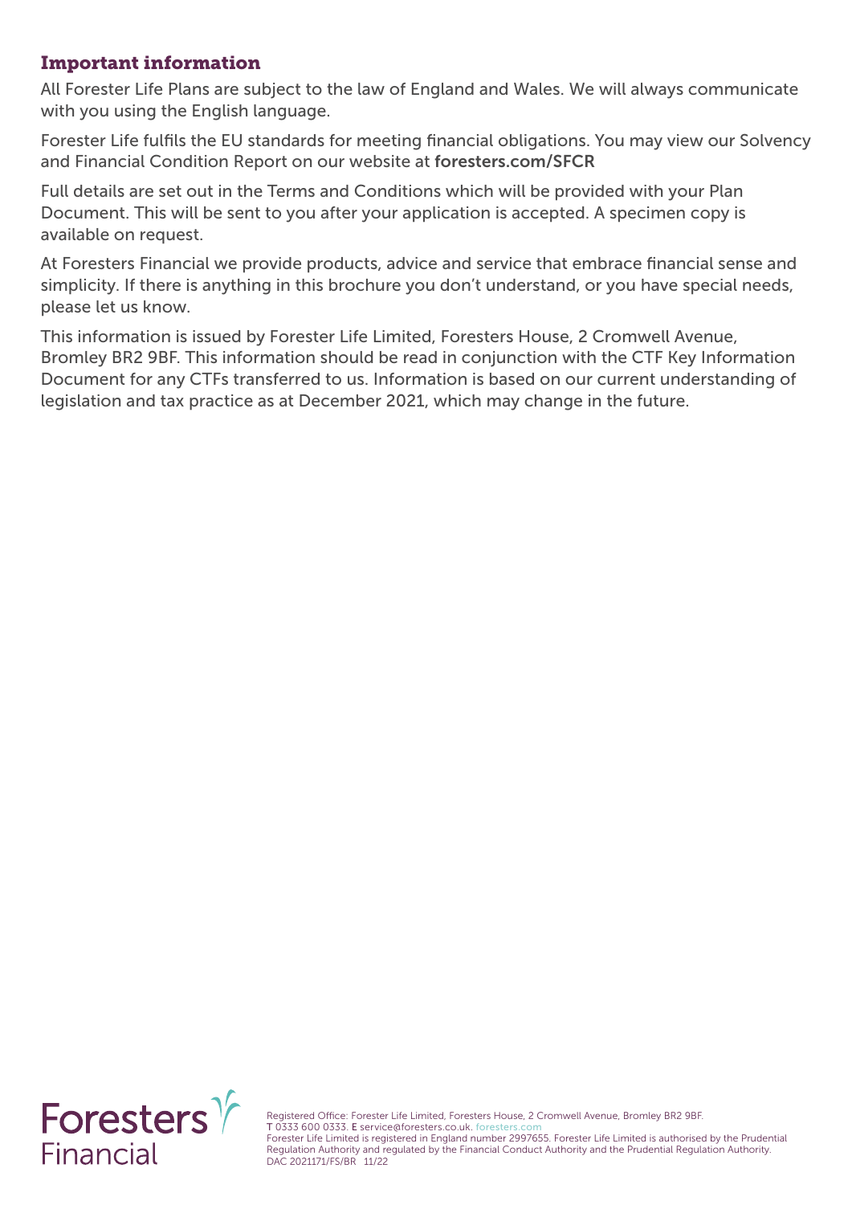## Important information

All Forester Life Plans are subject to the law of England and Wales. We will always communicate with you using the English language.

Forester Life fulfils the EU standards for meeting financial obligations. You may view our Solvency and Financial Condition Report on our website at **foresters.com/SFCR**

Full details are set out in the Terms and Conditions which will be provided with your Plan Document. This will be sent to you after your application is accepted. A specimen copy is available on request.

At Foresters Financial we provide products, advice and service that embrace financial sense and simplicity. If there is anything in this brochure you don't understand, or you have special needs, please let us know.

This information is issued by Forester Life Limited, Foresters House, 2 Cromwell Avenue, Bromley BR2 9BF. This information should be read in conjunction with the CTF Key Information Document for any CTFs transferred to us. Information is based on our current understanding of legislation and tax practice as at December 2021, which may change in the future.

Foresters Financial

Registered Office: Forester Life Limited, Foresters House, 2 Cromwell Avenue, Bromley BR2 9BF.
T 0333 600 0333. E service@foresters.co.uk. foresters.com
Forester Life Limited is registered in England number 2997655. Forester Life Limited is authorised by the Prudential Regulation Authority and regulated by the Financial Conduct Authority and the Prudential Regulation Authority.
DAC 2021171/FS/BR 11/22